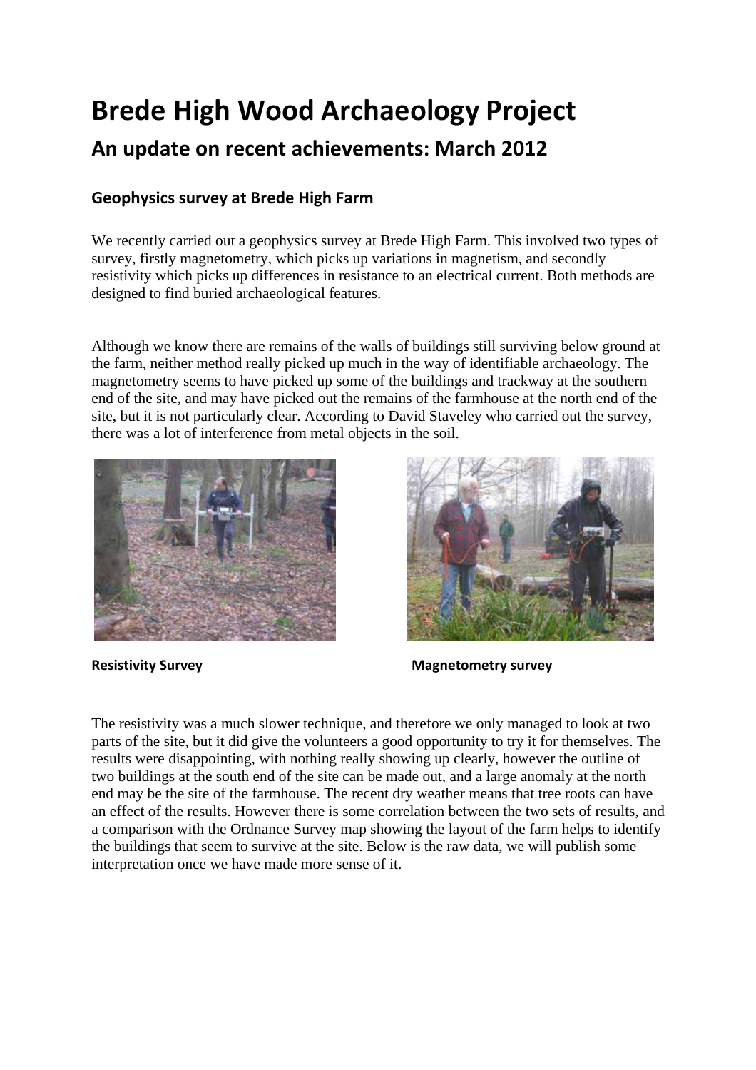# Brede High Wood Archaeology Project

## An update on recent achievements: March 2012

### Geophysics survey at Brede High Farm

We recently carried out a geophysics survey at Brede High Farm. This involved two types of survey, firstly magnetometry, which picks up variations in magnetism, and secondly resistivity which picks up differences in resistance to an electrical current. Both methods are designed to find buried archaeological features.

Although we know there are remains of the walls of buildings still surviving below ground at the farm, neither method really picked up much in the way of identifiable archaeology. The magnetometry seems to have picked up some of the buildings and trackway at the southern end of the site, and may have picked out the remains of the farmhouse at the north end of the site, but it is not particularly clear. According to David Staveley who carried out the survey, there was a lot of interference from metal objects in the soil.

**Resistivity Survey**

**Magnetometry survey**

The resistivity was a much slower technique, and therefore we only managed to look at two parts of the site, but it did give the volunteers a good opportunity to try it for themselves. The results were disappointing, with nothing really showing up clearly, however the outline of two buildings at the south end of the site can be made out, and a large anomaly at the north end may be the site of the farmhouse. The recent dry weather means that tree roots can have an effect of the results. However there is some correlation between the two sets of results, and a comparison with the Ordnance Survey map showing the layout of the farm helps to identify the buildings that seem to survive at the site. Below is the raw data, we will publish some interpretation once we have made more sense of it.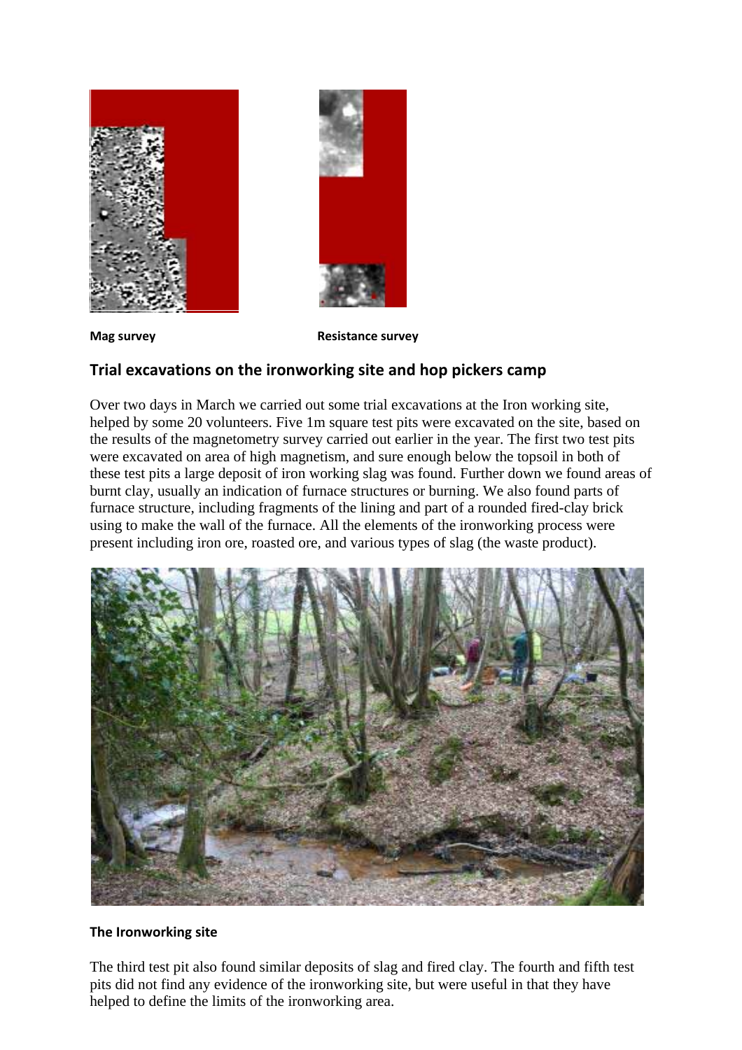**Mag survey**

**Resistance survey**

## Trial excavations on the ironworking site and hop pickers camp

Over two days in March we carried out some trial excavations at the Iron working site, helped by some 20 volunteers. Five 1m square test pits were excavated on the site, based on the results of the magnetometry survey carried out earlier in the year. The first two test pits were excavated on area of high magnetism, and sure enough below the topsoil in both of these test pits a large deposit of iron working slag was found. Further down we found areas of burnt clay, usually an indication of furnace structures or burning. We also found parts of furnace structure, including fragments of the lining and part of a rounded fired-clay brick using to make the wall of the furnace. All the elements of the ironworking process were present including iron ore, roasted ore, and various types of slag (the waste product).

**The Ironworking site**

The third test pit also found similar deposits of slag and fired clay. The fourth and fifth test pits did not find any evidence of the ironworking site, but were useful in that they have helped to define the limits of the ironworking area.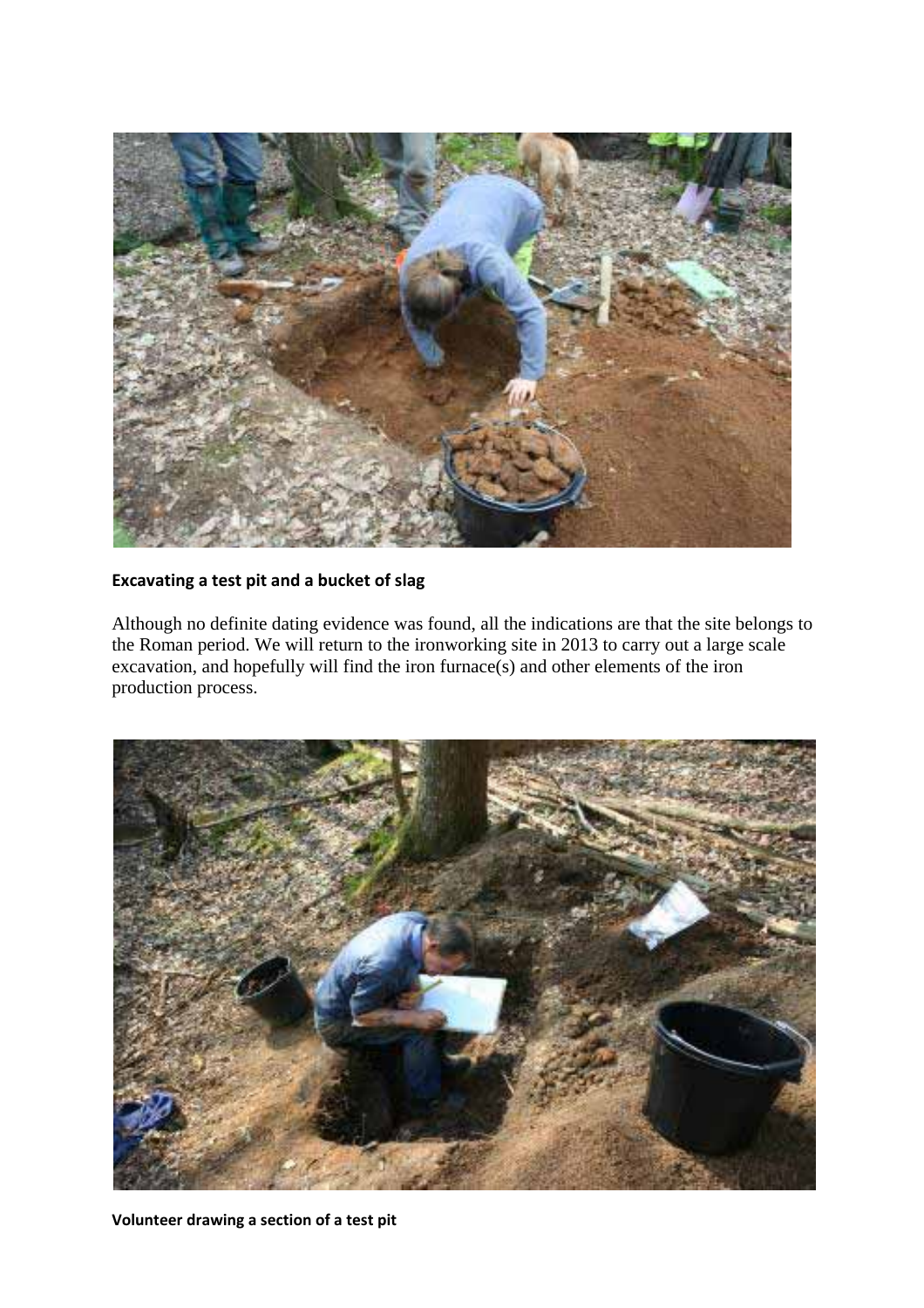**Excavating a test pit and a bucket of slag**

Although no definite dating evidence was found, all the indications are that the site belongs to the Roman period. We will return to the ironworking site in 2013 to carry out a large scale excavation, and hopefully will find the iron furnace(s) and other elements of the iron production process.

**Volunteer drawing a section of a test pit**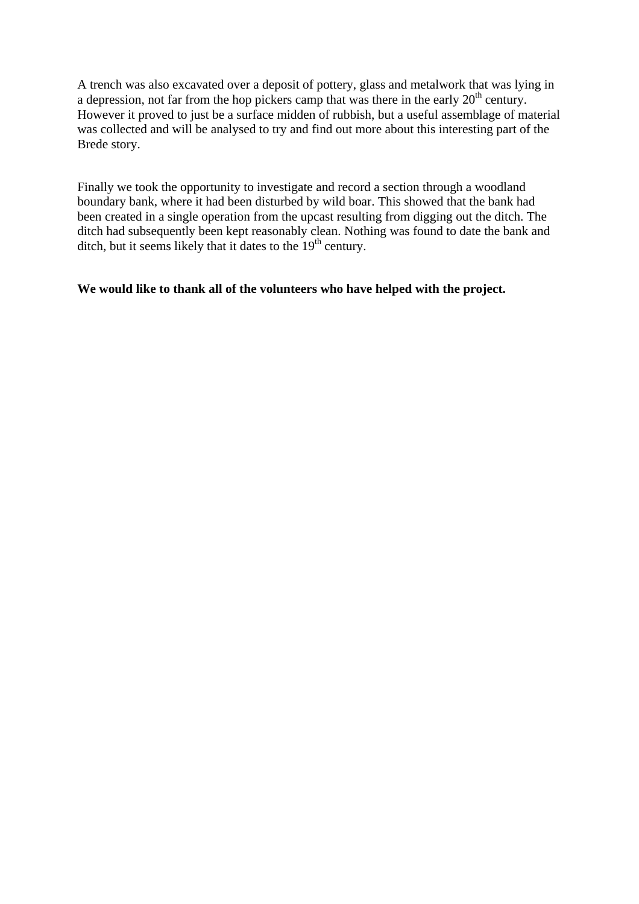A trench was also excavated over a deposit of pottery, glass and metalwork that was lying in a depression, not far from the hop pickers camp that was there in the early 20th century. However it proved to just be a surface midden of rubbish, but a useful assemblage of material was collected and will be analysed to try and find out more about this interesting part of the Brede story.

Finally we took the opportunity to investigate and record a section through a woodland boundary bank, where it had been disturbed by wild boar. This showed that the bank had been created in a single operation from the upcast resulting from digging out the ditch. The ditch had subsequently been kept reasonably clean. Nothing was found to date the bank and ditch, but it seems likely that it dates to the 19th century.

**We would like to thank all of the volunteers who have helped with the project.**